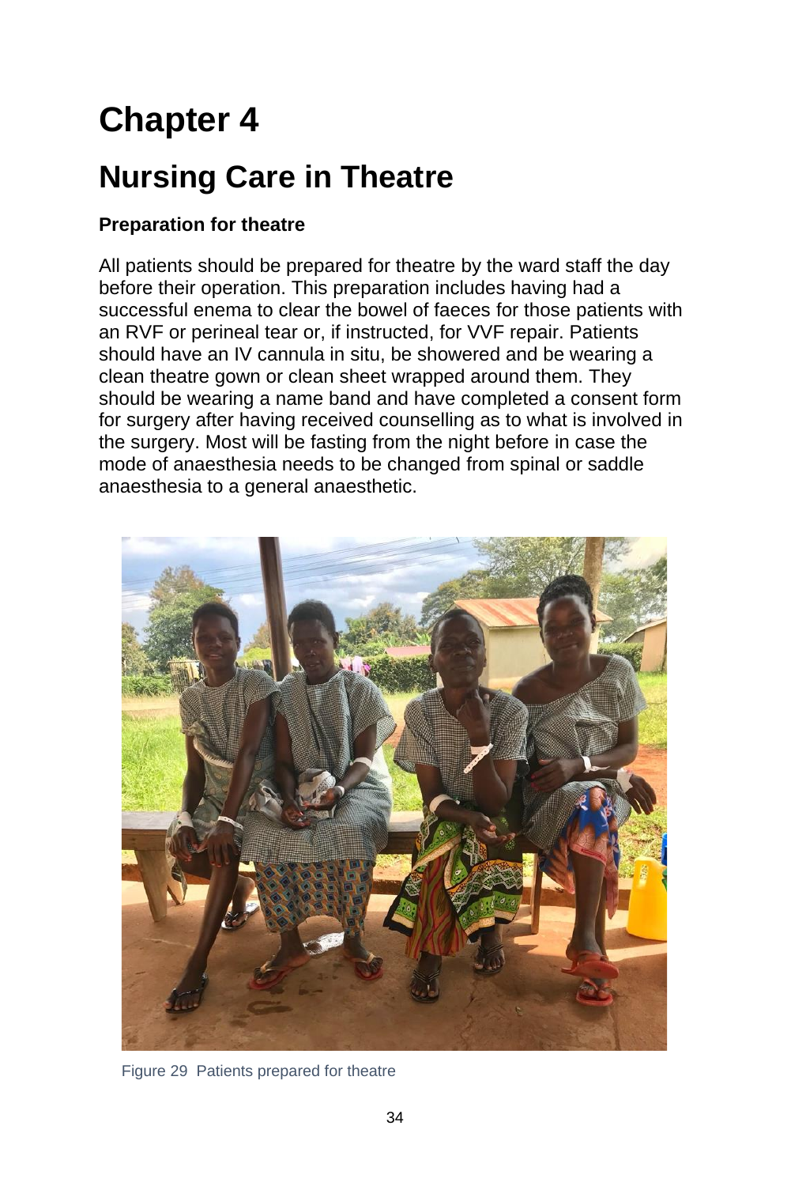# Chapter 4

## Nursing Care in Theatre

### Preparation for theatre

All patients should be prepared for theatre by the ward staff the day before their operation. This preparation includes having had a successful enema to clear the bowel of faeces for those patients with an RVF or perineal tear or, if instructed, for VVF repair. Patients should have an IV cannula in situ, be showered and be wearing a clean theatre gown or clean sheet wrapped around them. They should be wearing a name band and have completed a consent form for surgery after having received counselling as to what is involved in the surgery. Most will be fasting from the night before in case the mode of anaesthesia needs to be changed from spinal or saddle anaesthesia to a general anaesthetic.

Figure 29 Patients prepared for theatre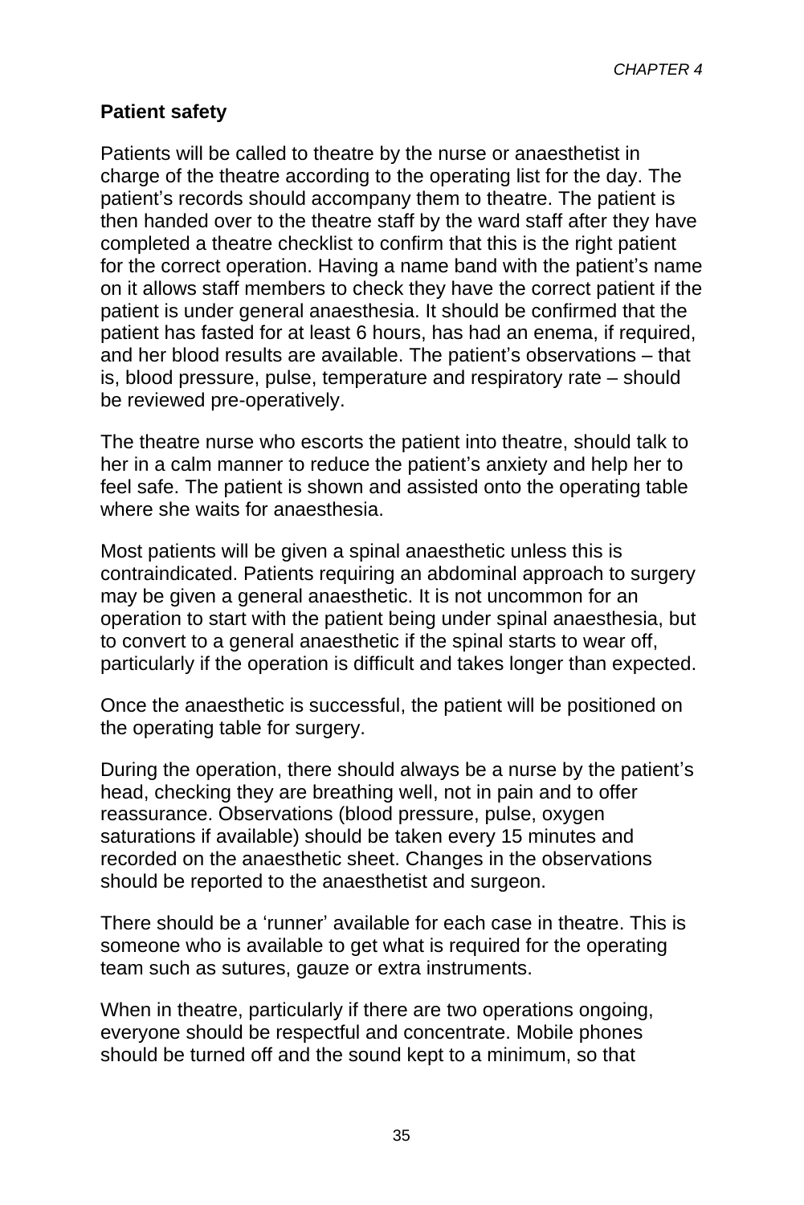## Patient safety

Patients will be called to theatre by the nurse or anaesthetist in charge of the theatre according to the operating list for the day. The patient's records should accompany them to theatre. The patient is then handed over to the theatre staff by the ward staff after they have completed a theatre checklist to confirm that this is the right patient for the correct operation. Having a name band with the patient's name on it allows staff members to check they have the correct patient if the patient is under general anaesthesia. It should be confirmed that the patient has fasted for at least 6 hours, has had an enema, if required, and her blood results are available. The patient's observations – that is, blood pressure, pulse, temperature and respiratory rate – should be reviewed pre-operatively.

The theatre nurse who escorts the patient into theatre, should talk to her in a calm manner to reduce the patient's anxiety and help her to feel safe. The patient is shown and assisted onto the operating table where she waits for anaesthesia.

Most patients will be given a spinal anaesthetic unless this is contraindicated. Patients requiring an abdominal approach to surgery may be given a general anaesthetic. It is not uncommon for an operation to start with the patient being under spinal anaesthesia, but to convert to a general anaesthetic if the spinal starts to wear off, particularly if the operation is difficult and takes longer than expected.

Once the anaesthetic is successful, the patient will be positioned on the operating table for surgery.

During the operation, there should always be a nurse by the patient's head, checking they are breathing well, not in pain and to offer reassurance. Observations (blood pressure, pulse, oxygen saturations if available) should be taken every 15 minutes and recorded on the anaesthetic sheet. Changes in the observations should be reported to the anaesthetist and surgeon.

There should be a 'runner' available for each case in theatre. This is someone who is available to get what is required for the operating team such as sutures, gauze or extra instruments.

When in theatre, particularly if there are two operations ongoing, everyone should be respectful and concentrate. Mobile phones should be turned off and the sound kept to a minimum, so that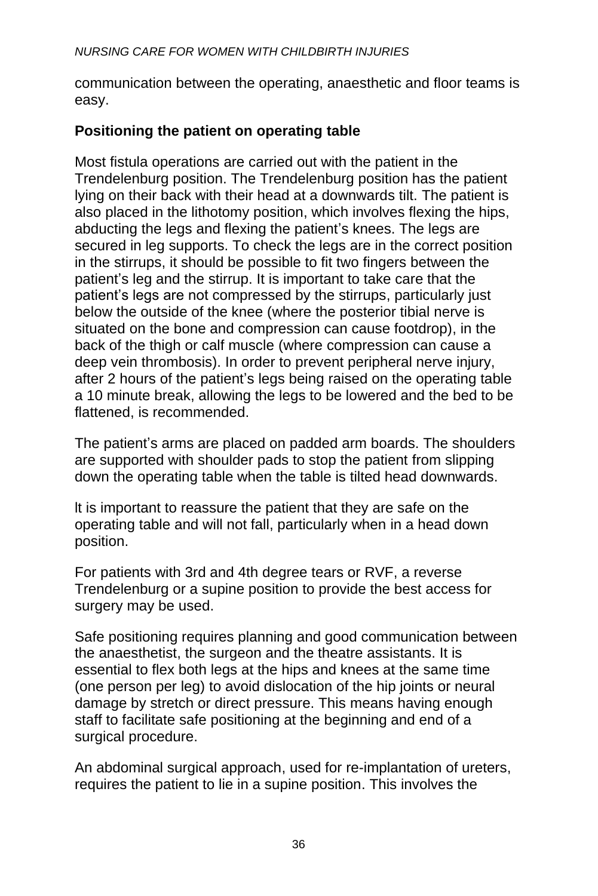communication between the operating, anaesthetic and floor teams is easy.

**Positioning the patient on operating table**

Most fistula operations are carried out with the patient in the Trendelenburg position. The Trendelenburg position has the patient lying on their back with their head at a downwards tilt. The patient is also placed in the lithotomy position, which involves flexing the hips, abducting the legs and flexing the patient's knees. The legs are secured in leg supports. To check the legs are in the correct position in the stirrups, it should be possible to fit two fingers between the patient's leg and the stirrup. It is important to take care that the patient's legs are not compressed by the stirrups, particularly just below the outside of the knee (where the posterior tibial nerve is situated on the bone and compression can cause footdrop), in the back of the thigh or calf muscle (where compression can cause a deep vein thrombosis). In order to prevent peripheral nerve injury, after 2 hours of the patient's legs being raised on the operating table a 10 minute break, allowing the legs to be lowered and the bed to be flattened, is recommended.

The patient's arms are placed on padded arm boards. The shoulders are supported with shoulder pads to stop the patient from slipping down the operating table when the table is tilted head downwards.

It is important to reassure the patient that they are safe on the operating table and will not fall, particularly when in a head down position.

For patients with 3rd and 4th degree tears or RVF, a reverse Trendelenburg or a supine position to provide the best access for surgery may be used.

Safe positioning requires planning and good communication between the anaesthetist, the surgeon and the theatre assistants. It is essential to flex both legs at the hips and knees at the same time (one person per leg) to avoid dislocation of the hip joints or neural damage by stretch or direct pressure. This means having enough staff to facilitate safe positioning at the beginning and end of a surgical procedure.

An abdominal surgical approach, used for re-implantation of ureters, requires the patient to lie in a supine position. This involves the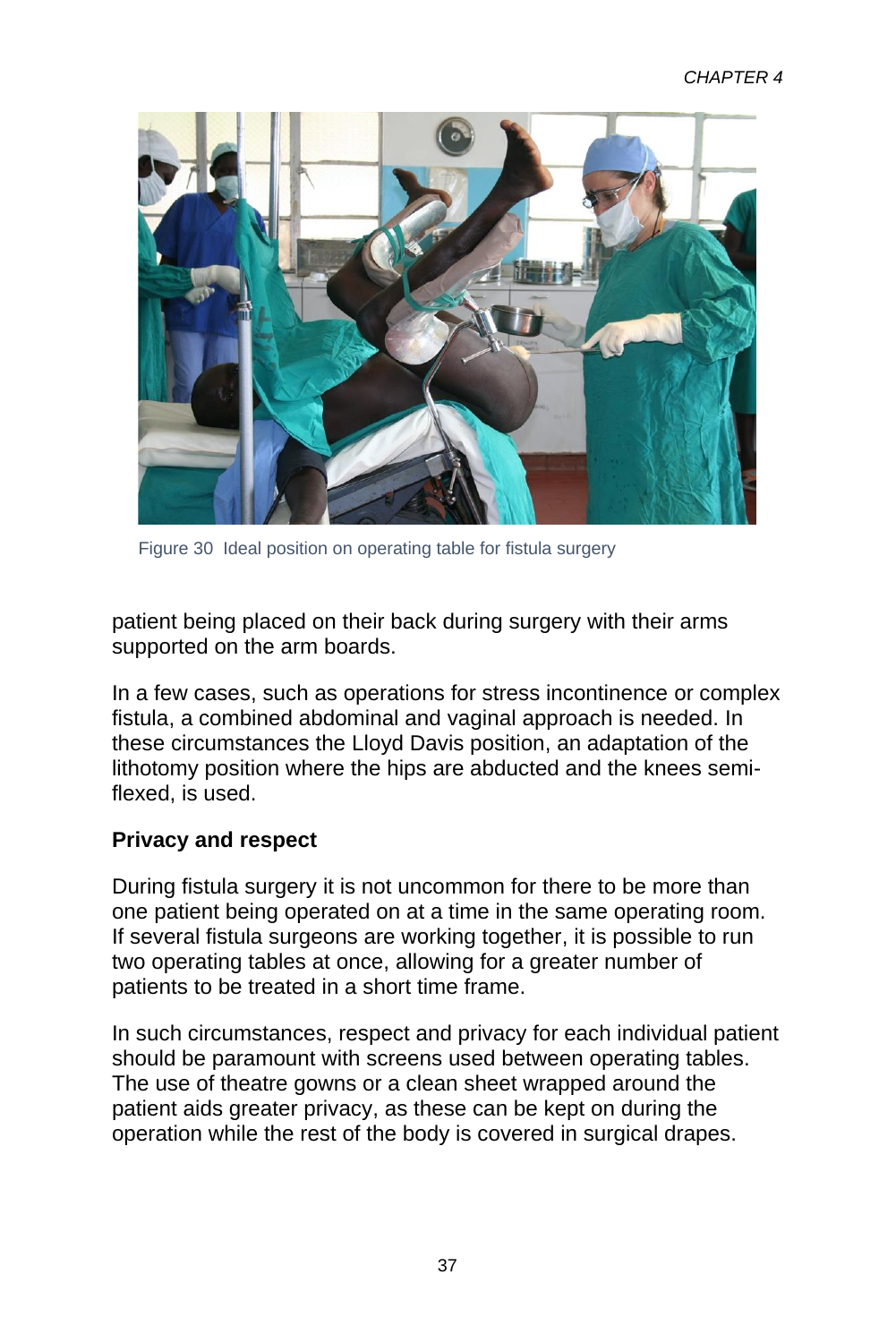Figure 30  Ideal position on operating table for fistula surgery

patient being placed on their back during surgery with their arms supported on the arm boards.

In a few cases, such as operations for stress incontinence or complex fistula, a combined abdominal and vaginal approach is needed. In these circumstances the Lloyd Davis position, an adaptation of the lithotomy position where the hips are abducted and the knees semi-flexed, is used.

**Privacy and respect**

During fistula surgery it is not uncommon for there to be more than one patient being operated on at a time in the same operating room. If several fistula surgeons are working together, it is possible to run two operating tables at once, allowing for a greater number of patients to be treated in a short time frame.

In such circumstances, respect and privacy for each individual patient should be paramount with screens used between operating tables. The use of theatre gowns or a clean sheet wrapped around the patient aids greater privacy, as these can be kept on during the operation while the rest of the body is covered in surgical drapes.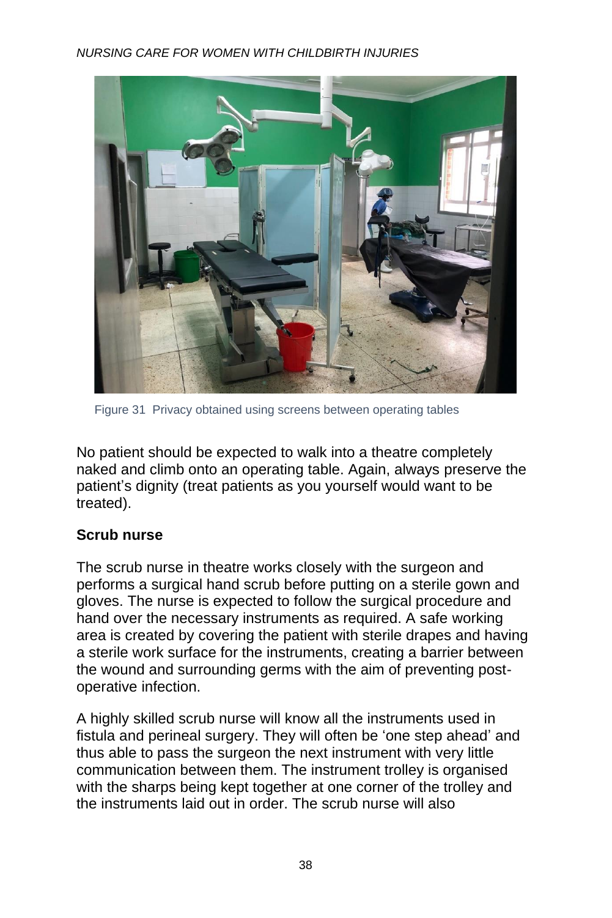Figure 31 Privacy obtained using screens between operating tables

No patient should be expected to walk into a theatre completely naked and climb onto an operating table. Again, always preserve the patient's dignity (treat patients as you yourself would want to be treated).

**Scrub nurse**

The scrub nurse in theatre works closely with the surgeon and performs a surgical hand scrub before putting on a sterile gown and gloves. The nurse is expected to follow the surgical procedure and hand over the necessary instruments as required. A safe working area is created by covering the patient with sterile drapes and having a sterile work surface for the instruments, creating a barrier between the wound and surrounding germs with the aim of preventing post-operative infection.

A highly skilled scrub nurse will know all the instruments used in fistula and perineal surgery. They will often be 'one step ahead' and thus able to pass the surgeon the next instrument with very little communication between them. The instrument trolley is organised with the sharps being kept together at one corner of the trolley and the instruments laid out in order. The scrub nurse will also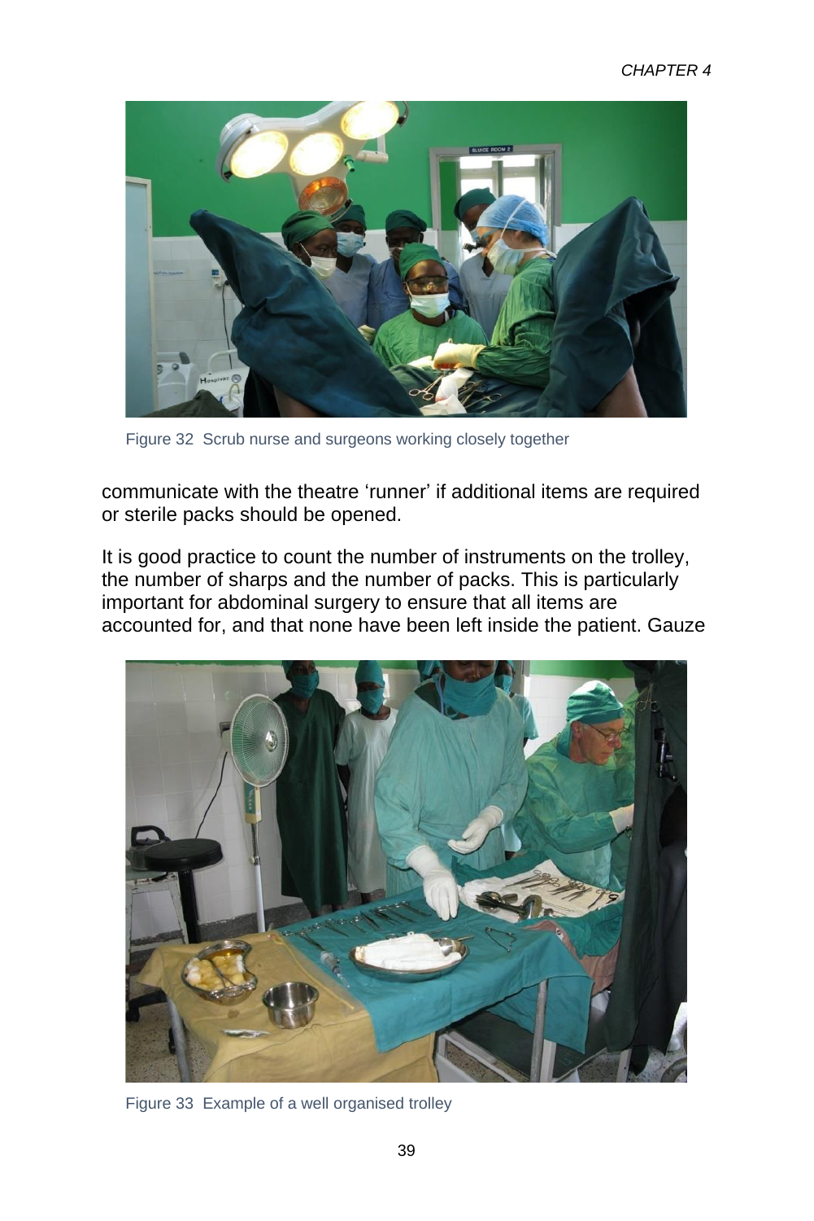Figure 32 Scrub nurse and surgeons working closely together

communicate with the theatre 'runner' if additional items are required or sterile packs should be opened.

It is good practice to count the number of instruments on the trolley, the number of sharps and the number of packs. This is particularly important for abdominal surgery to ensure that all items are accounted for, and that none have been left inside the patient. Gauze

Figure 33 Example of a well organised trolley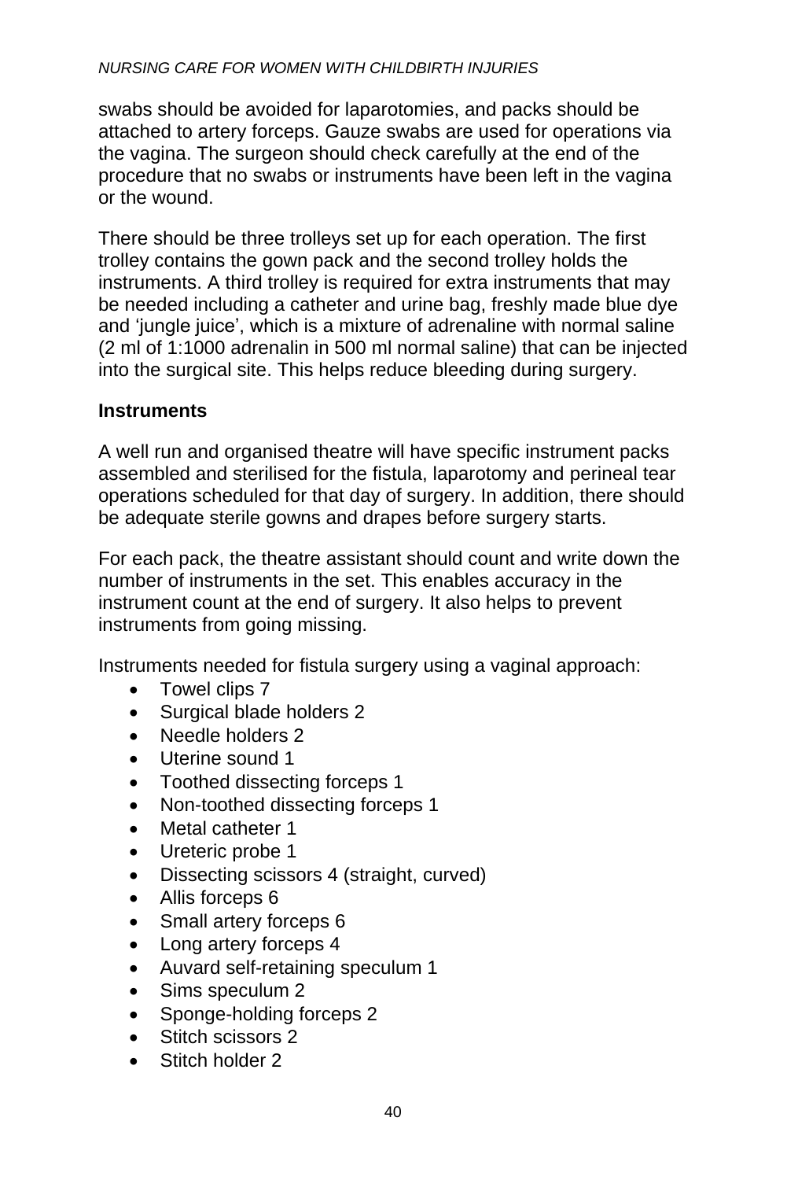swabs should be avoided for laparotomies, and packs should be attached to artery forceps. Gauze swabs are used for operations via the vagina. The surgeon should check carefully at the end of the procedure that no swabs or instruments have been left in the vagina or the wound.

There should be three trolleys set up for each operation. The first trolley contains the gown pack and the second trolley holds the instruments. A third trolley is required for extra instruments that may be needed including a catheter and urine bag, freshly made blue dye and 'jungle juice', which is a mixture of adrenaline with normal saline (2 ml of 1:1000 adrenalin in 500 ml normal saline) that can be injected into the surgical site. This helps reduce bleeding during surgery.

**Instruments**

A well run and organised theatre will have specific instrument packs assembled and sterilised for the fistula, laparotomy and perineal tear operations scheduled for that day of surgery. In addition, there should be adequate sterile gowns and drapes before surgery starts.

For each pack, the theatre assistant should count and write down the number of instruments in the set. This enables accuracy in the instrument count at the end of surgery. It also helps to prevent instruments from going missing.

Instruments needed for fistula surgery using a vaginal approach:

- Towel clips 7
- Surgical blade holders 2
- Needle holders 2
- Uterine sound 1
- Toothed dissecting forceps 1
- Non-toothed dissecting forceps 1
- Metal catheter 1
- Ureteric probe 1
- Dissecting scissors 4 (straight, curved)
- Allis forceps 6
- Small artery forceps 6
- Long artery forceps 4
- Auvard self-retaining speculum 1
- Sims speculum 2
- Sponge-holding forceps 2
- Stitch scissors 2
- Stitch holder 2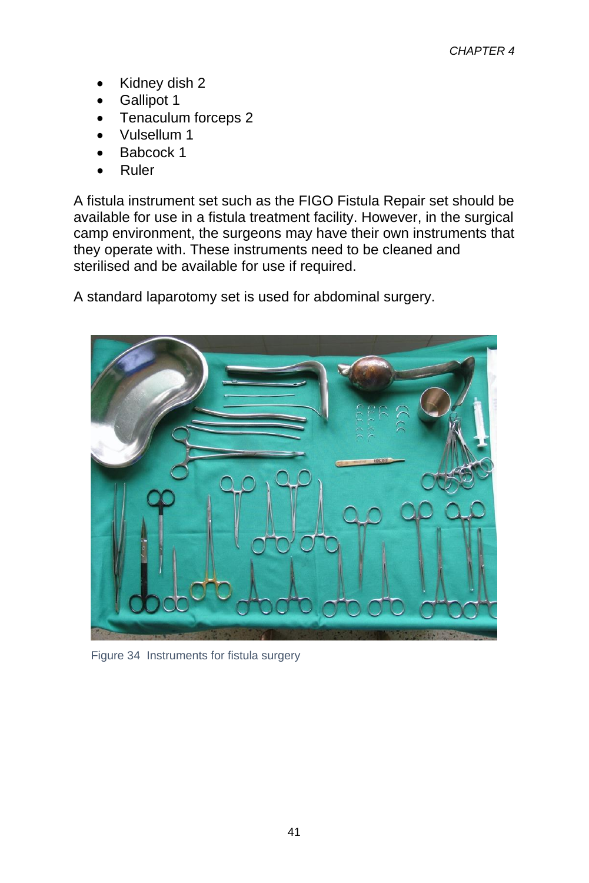- Kidney dish 2
- Gallipot 1
- Tenaculum forceps 2
- Vulsellum 1
- Babcock 1
- Ruler

A fistula instrument set such as the FIGO Fistula Repair set should be available for use in a fistula treatment facility. However, in the surgical camp environment, the surgeons may have their own instruments that they operate with. These instruments need to be cleaned and sterilised and be available for use if required.

A standard laparotomy set is used for abdominal surgery.

Figure 34 Instruments for fistula surgery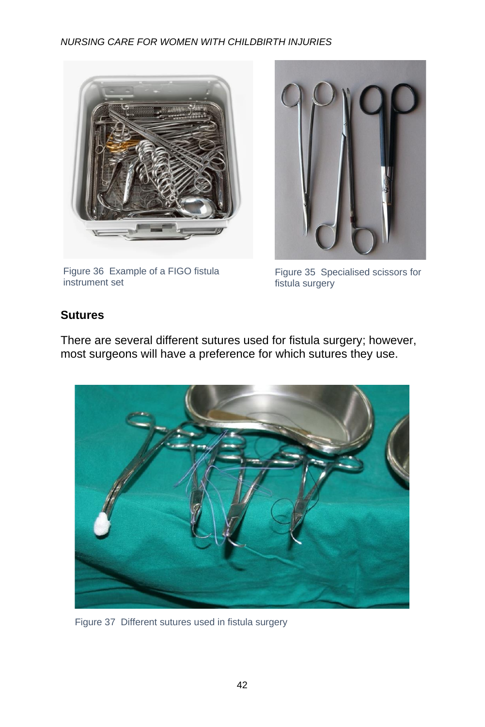Figure 36 Example of a FIGO fistula instrument set

Figure 35 Specialised scissors for fistula surgery

## Sutures

There are several different sutures used for fistula surgery; however, most surgeons will have a preference for which sutures they use.

Figure 37 Different sutures used in fistula surgery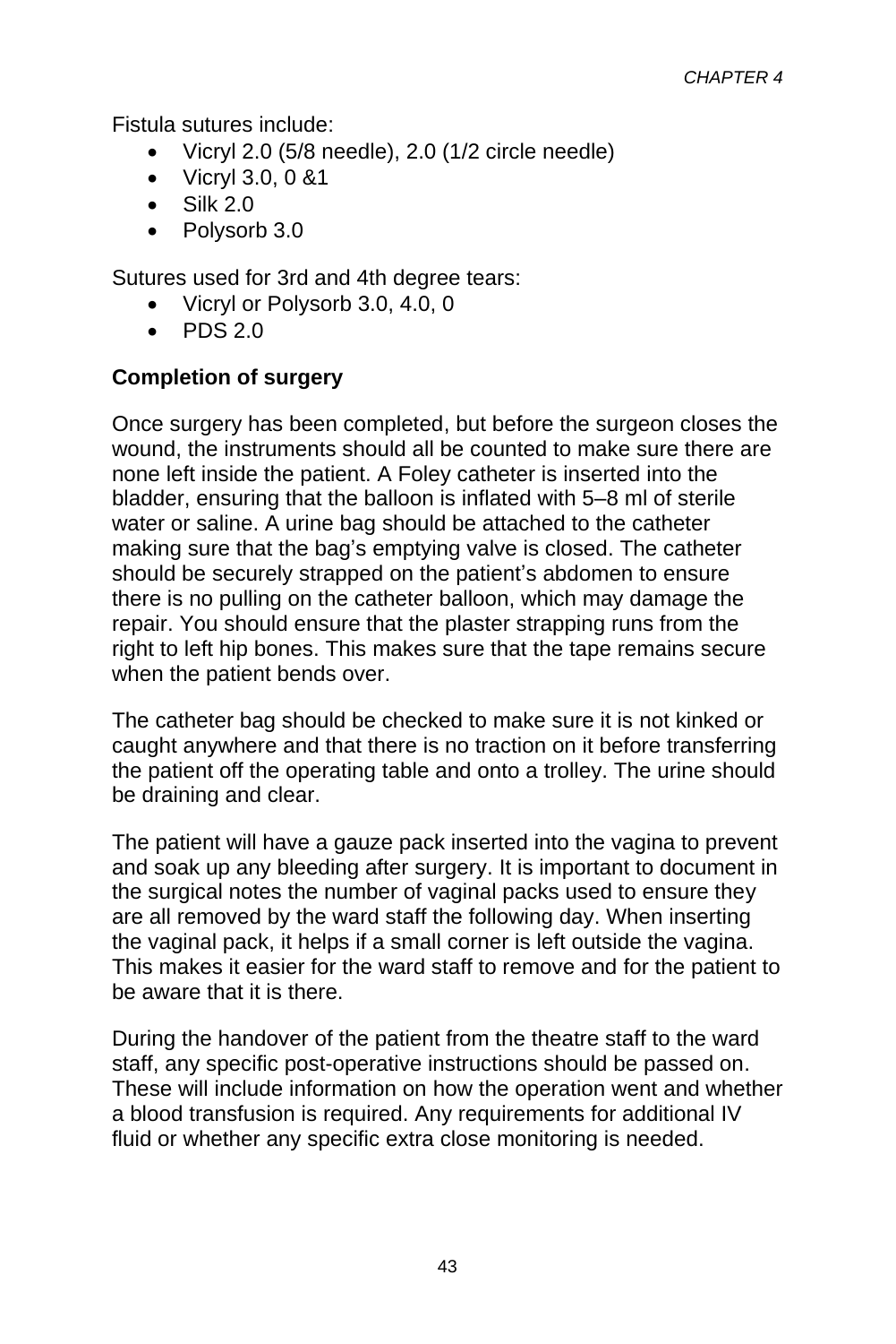Fistula sutures include:

- Vicryl 2.0 (5/8 needle), 2.0 (1/2 circle needle)
- Vicryl 3.0, 0 &1
- Silk 2.0
- Polysorb 3.0

Sutures used for 3rd and 4th degree tears:

- Vicryl or Polysorb 3.0, 4.0, 0
- PDS 2.0

**Completion of surgery**

Once surgery has been completed, but before the surgeon closes the wound, the instruments should all be counted to make sure there are none left inside the patient. A Foley catheter is inserted into the bladder, ensuring that the balloon is inflated with 5–8 ml of sterile water or saline. A urine bag should be attached to the catheter making sure that the bag's emptying valve is closed. The catheter should be securely strapped on the patient's abdomen to ensure there is no pulling on the catheter balloon, which may damage the repair. You should ensure that the plaster strapping runs from the right to left hip bones. This makes sure that the tape remains secure when the patient bends over.

The catheter bag should be checked to make sure it is not kinked or caught anywhere and that there is no traction on it before transferring the patient off the operating table and onto a trolley. The urine should be draining and clear.

The patient will have a gauze pack inserted into the vagina to prevent and soak up any bleeding after surgery. It is important to document in the surgical notes the number of vaginal packs used to ensure they are all removed by the ward staff the following day. When inserting the vaginal pack, it helps if a small corner is left outside the vagina. This makes it easier for the ward staff to remove and for the patient to be aware that it is there.

During the handover of the patient from the theatre staff to the ward staff, any specific post-operative instructions should be passed on. These will include information on how the operation went and whether a blood transfusion is required. Any requirements for additional IV fluid or whether any specific extra close monitoring is needed.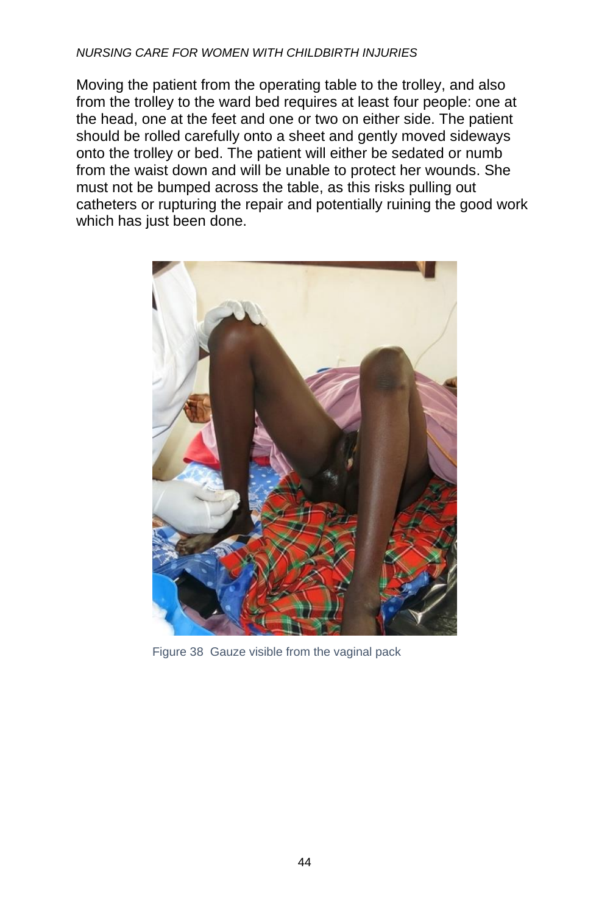Moving the patient from the operating table to the trolley, and also from the trolley to the ward bed requires at least four people: one at the head, one at the feet and one or two on either side. The patient should be rolled carefully onto a sheet and gently moved sideways onto the trolley or bed. The patient will either be sedated or numb from the waist down and will be unable to protect her wounds. She must not be bumped across the table, as this risks pulling out catheters or rupturing the repair and potentially ruining the good work which has just been done.

Figure 38 Gauze visible from the vaginal pack